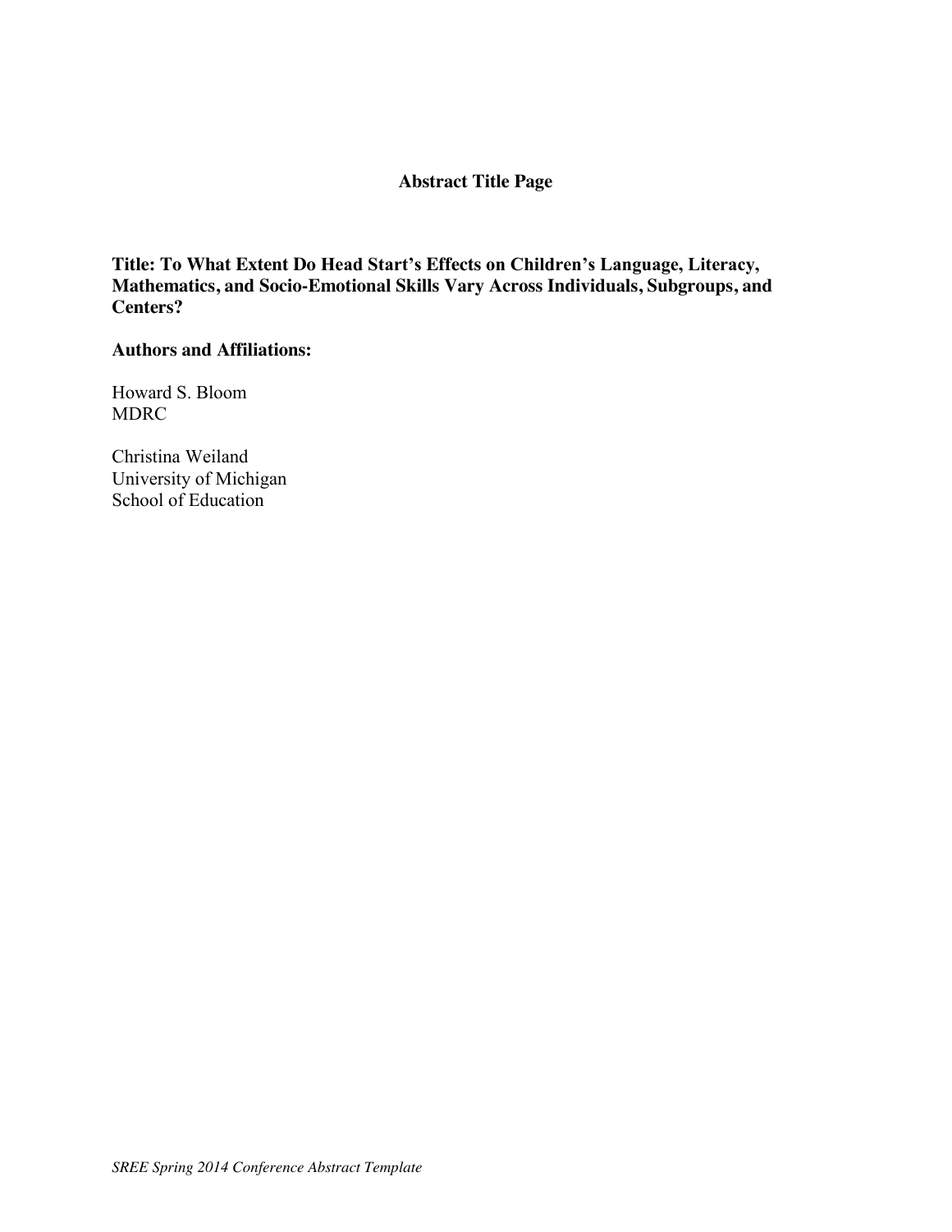# Abstract Title Page

**Title: To What Extent Do Head Start's Effects on Children's Language, Literacy, Mathematics, and Socio-Emotional Skills Vary Across Individuals, Subgroups, and Centers?**

**Authors and Affiliations:**

Howard S. Bloom
MDRC

Christina Weiland
University of Michigan
School of Education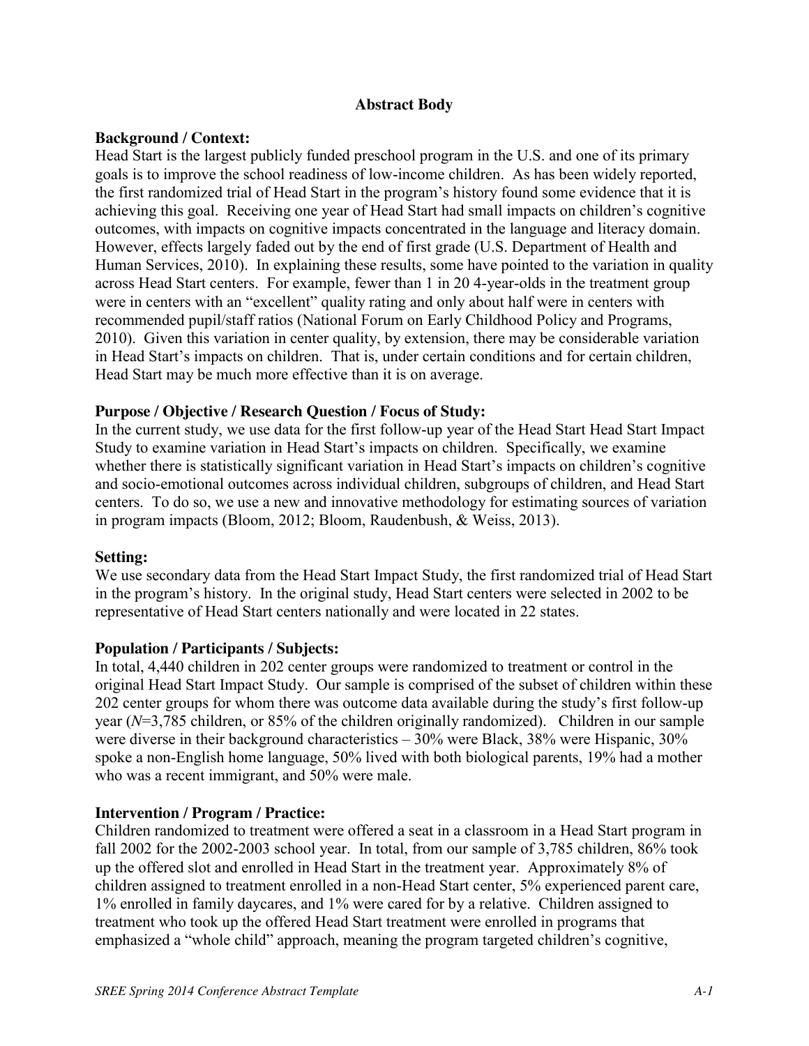## Abstract Body

**Background / Context:**
Head Start is the largest publicly funded preschool program in the U.S. and one of its primary goals is to improve the school readiness of low-income children. As has been widely reported, the first randomized trial of Head Start in the program's history found some evidence that it is achieving this goal. Receiving one year of Head Start had small impacts on children's cognitive outcomes, with impacts on cognitive impacts concentrated in the language and literacy domain. However, effects largely faded out by the end of first grade (U.S. Department of Health and Human Services, 2010). In explaining these results, some have pointed to the variation in quality across Head Start centers. For example, fewer than 1 in 20 4-year-olds in the treatment group were in centers with an "excellent" quality rating and only about half were in centers with recommended pupil/staff ratios (National Forum on Early Childhood Policy and Programs, 2010). Given this variation in center quality, by extension, there may be considerable variation in Head Start's impacts on children. That is, under certain conditions and for certain children, Head Start may be much more effective than it is on average.

**Purpose / Objective / Research Question / Focus of Study:**
In the current study, we use data for the first follow-up year of the Head Start Head Start Impact Study to examine variation in Head Start's impacts on children. Specifically, we examine whether there is statistically significant variation in Head Start's impacts on children's cognitive and socio-emotional outcomes across individual children, subgroups of children, and Head Start centers. To do so, we use a new and innovative methodology for estimating sources of variation in program impacts (Bloom, 2012; Bloom, Raudenbush, & Weiss, 2013).

**Setting:**
We use secondary data from the Head Start Impact Study, the first randomized trial of Head Start in the program's history. In the original study, Head Start centers were selected in 2002 to be representative of Head Start centers nationally and were located in 22 states.

**Population / Participants / Subjects:**
In total, 4,440 children in 202 center groups were randomized to treatment or control in the original Head Start Impact Study. Our sample is comprised of the subset of children within these 202 center groups for whom there was outcome data available during the study's first follow-up year (*N*=3,785 children, or 85% of the children originally randomized). Children in our sample were diverse in their background characteristics – 30% were Black, 38% were Hispanic, 30% spoke a non-English home language, 50% lived with both biological parents, 19% had a mother who was a recent immigrant, and 50% were male.

**Intervention / Program / Practice:**
Children randomized to treatment were offered a seat in a classroom in a Head Start program in fall 2002 for the 2002-2003 school year. In total, from our sample of 3,785 children, 86% took up the offered slot and enrolled in Head Start in the treatment year. Approximately 8% of children assigned to treatment enrolled in a non-Head Start center, 5% experienced parent care, 1% enrolled in family daycares, and 1% were cared for by a relative. Children assigned to treatment who took up the offered Head Start treatment were enrolled in programs that emphasized a "whole child" approach, meaning the program targeted children's cognitive,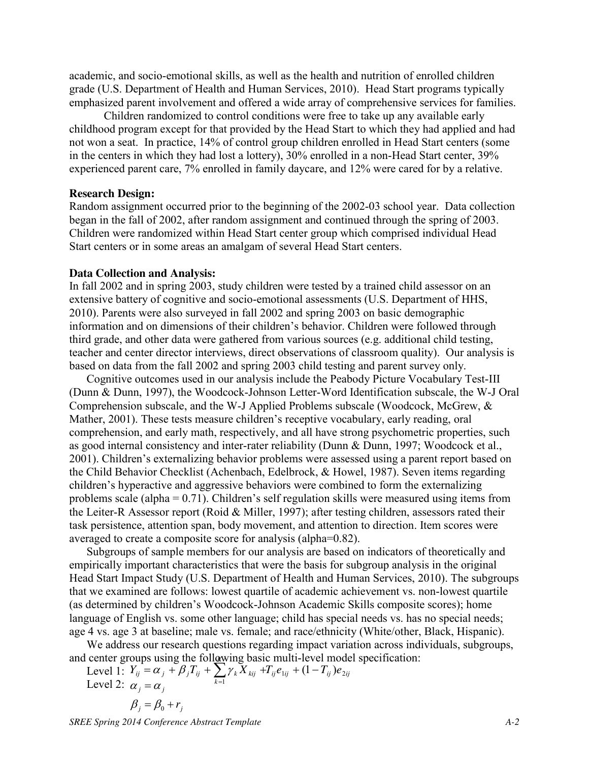academic, and socio-emotional skills, as well as the health and nutrition of enrolled children grade (U.S. Department of Health and Human Services, 2010). Head Start programs typically emphasized parent involvement and offered a wide array of comprehensive services for families.

Children randomized to control conditions were free to take up any available early childhood program except for that provided by the Head Start to which they had applied and had not won a seat. In practice, 14% of control group children enrolled in Head Start centers (some in the centers in which they had lost a lottery), 30% enrolled in a non-Head Start center, 39% experienced parent care, 7% enrolled in family daycare, and 12% were cared for by a relative.

**Research Design:**

Random assignment occurred prior to the beginning of the 2002-03 school year. Data collection began in the fall of 2002, after random assignment and continued through the spring of 2003. Children were randomized within Head Start center group which comprised individual Head Start centers or in some areas an amalgam of several Head Start centers.

**Data Collection and Analysis:**

In fall 2002 and in spring 2003, study children were tested by a trained child assessor on an extensive battery of cognitive and socio-emotional assessments (U.S. Department of HHS, 2010). Parents were also surveyed in fall 2002 and spring 2003 on basic demographic information and on dimensions of their children's behavior. Children were followed through third grade, and other data were gathered from various sources (e.g. additional child testing, teacher and center director interviews, direct observations of classroom quality). Our analysis is based on data from the fall 2002 and spring 2003 child testing and parent survey only.

Cognitive outcomes used in our analysis include the Peabody Picture Vocabulary Test-III (Dunn & Dunn, 1997), the Woodcock-Johnson Letter-Word Identification subscale, the W-J Oral Comprehension subscale, and the W-J Applied Problems subscale (Woodcock, McGrew, & Mather, 2001). These tests measure children's receptive vocabulary, early reading, oral comprehension, and early math, respectively, and all have strong psychometric properties, such as good internal consistency and inter-rater reliability (Dunn & Dunn, 1997; Woodcock et al., 2001). Children's externalizing behavior problems were assessed using a parent report based on the Child Behavior Checklist (Achenbach, Edelbrock, & Howel, 1987). Seven items regarding children's hyperactive and aggressive behaviors were combined to form the externalizing problems scale (alpha = 0.71). Children's self regulation skills were measured using items from the Leiter-R Assessor report (Roid & Miller, 1997); after testing children, assessors rated their task persistence, attention span, body movement, and attention to direction. Item scores were averaged to create a composite score for analysis (alpha=0.82).

Subgroups of sample members for our analysis are based on indicators of theoretically and empirically important characteristics that were the basis for subgroup analysis in the original Head Start Impact Study (U.S. Department of Health and Human Services, 2010). The subgroups that we examined are follows: lowest quartile of academic achievement vs. non-lowest quartile (as determined by children's Woodcock-Johnson Academic Skills composite scores); home language of English vs. some other language; child has special needs vs. has no special needs; age 4 vs. age 3 at baseline; male vs. female; and race/ethnicity (White/other, Black, Hispanic).

We address our research questions regarding impact variation across individuals, subgroups, and center groups using the following basic multi-level model specification:

Level 1: $Y_{ij} = \alpha_j + \beta_j T_{ij} + \sum_{k=1}^{K} \gamma_k X_{kij} + T_{ij} e_{1ij} + (1 - T_{ij}) e_{2ij}$

Level 2: $\alpha_j = \alpha_j$

$$\beta_j = \beta_0 + r_j$$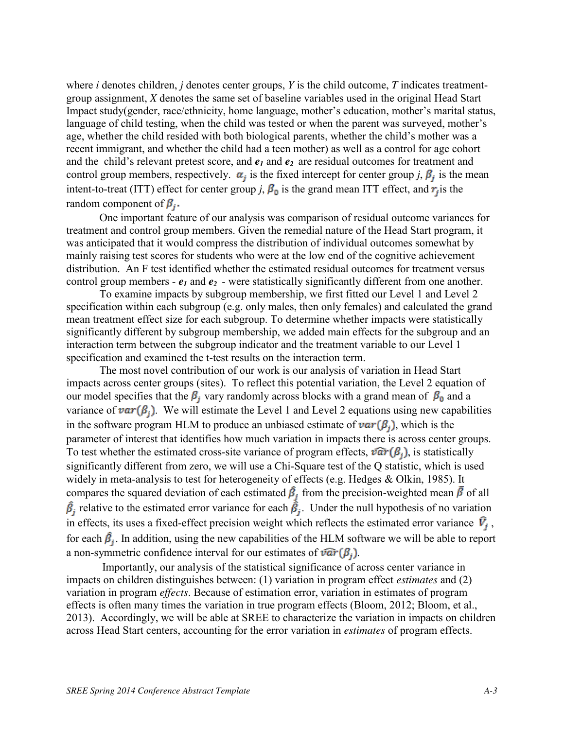where *i* denotes children, *j* denotes center groups, *Y* is the child outcome, *T* indicates treatment-group assignment, *X* denotes the same set of baseline variables used in the original Head Start Impact study(gender, race/ethnicity, home language, mother's education, mother's marital status, language of child testing, when the child was tested or when the parent was surveyed, mother's age, whether the child resided with both biological parents, whether the child's mother was a recent immigrant, and whether the child had a teen mother) as well as a control for age cohort and the child's relevant pretest score, and $e_1$ and $e_2$ are residual outcomes for treatment and control group members, respectively. $\alpha_j$ is the fixed intercept for center group *j*, $\beta_j$ is the mean intent-to-treat (ITT) effect for center group *j*, $\beta_0$ is the grand mean ITT effect, and $r_j$ is the random component of $\beta_j$.

One important feature of our analysis was comparison of residual outcome variances for treatment and control group members. Given the remedial nature of the Head Start program, it was anticipated that it would compress the distribution of individual outcomes somewhat by mainly raising test scores for students who were at the low end of the cognitive achievement distribution. An F test identified whether the estimated residual outcomes for treatment versus control group members - $e_1$ and $e_2$ - were statistically significantly different from one another.

To examine impacts by subgroup membership, we first fitted our Level 1 and Level 2 specification within each subgroup (e.g. only males, then only females) and calculated the grand mean treatment effect size for each subgroup. To determine whether impacts were statistically significantly different by subgroup membership, we added main effects for the subgroup and an interaction term between the subgroup indicator and the treatment variable to our Level 1 specification and examined the t-test results on the interaction term.

The most novel contribution of our work is our analysis of variation in Head Start impacts across center groups (sites). To reflect this potential variation, the Level 2 equation of our model specifies that the $\beta_j$ vary randomly across blocks with a grand mean of $\beta_0$ and a variance of $var(\beta_j)$. We will estimate the Level 1 and Level 2 equations using new capabilities in the software program HLM to produce an unbiased estimate of $var(\beta_j)$, which is the parameter of interest that identifies how much variation in impacts there is across center groups. To test whether the estimated cross-site variance of program effects, $\widehat{var}(\beta_j)$, is statistically significantly different from zero, we will use a Chi-Square test of the Q statistic, which is used widely in meta-analysis to test for heterogeneity of effects (e.g. Hedges & Olkin, 1985). It compares the squared deviation of each estimated $\hat{\beta}_j$ from the precision-weighted mean $\bar{\beta}$ of all $\hat{\beta}_j$ relative to the estimated error variance for each $\hat{\beta}_j$. Under the null hypothesis of no variation in effects, its uses a fixed-effect precision weight which reflects the estimated error variance $\hat{V}_j$, for each $\hat{\beta}_j$. In addition, using the new capabilities of the HLM software we will be able to report a non-symmetric confidence interval for our estimates of $\widehat{var}(\beta_j)$.

Importantly, our analysis of the statistical significance of across center variance in impacts on children distinguishes between: (1) variation in program effect *estimates* and (2) variation in program *effects*. Because of estimation error, variation in estimates of program effects is often many times the variation in true program effects (Bloom, 2012; Bloom, et al., 2013). Accordingly, we will be able at SREE to characterize the variation in impacts on children across Head Start centers, accounting for the error variation in *estimates* of program effects.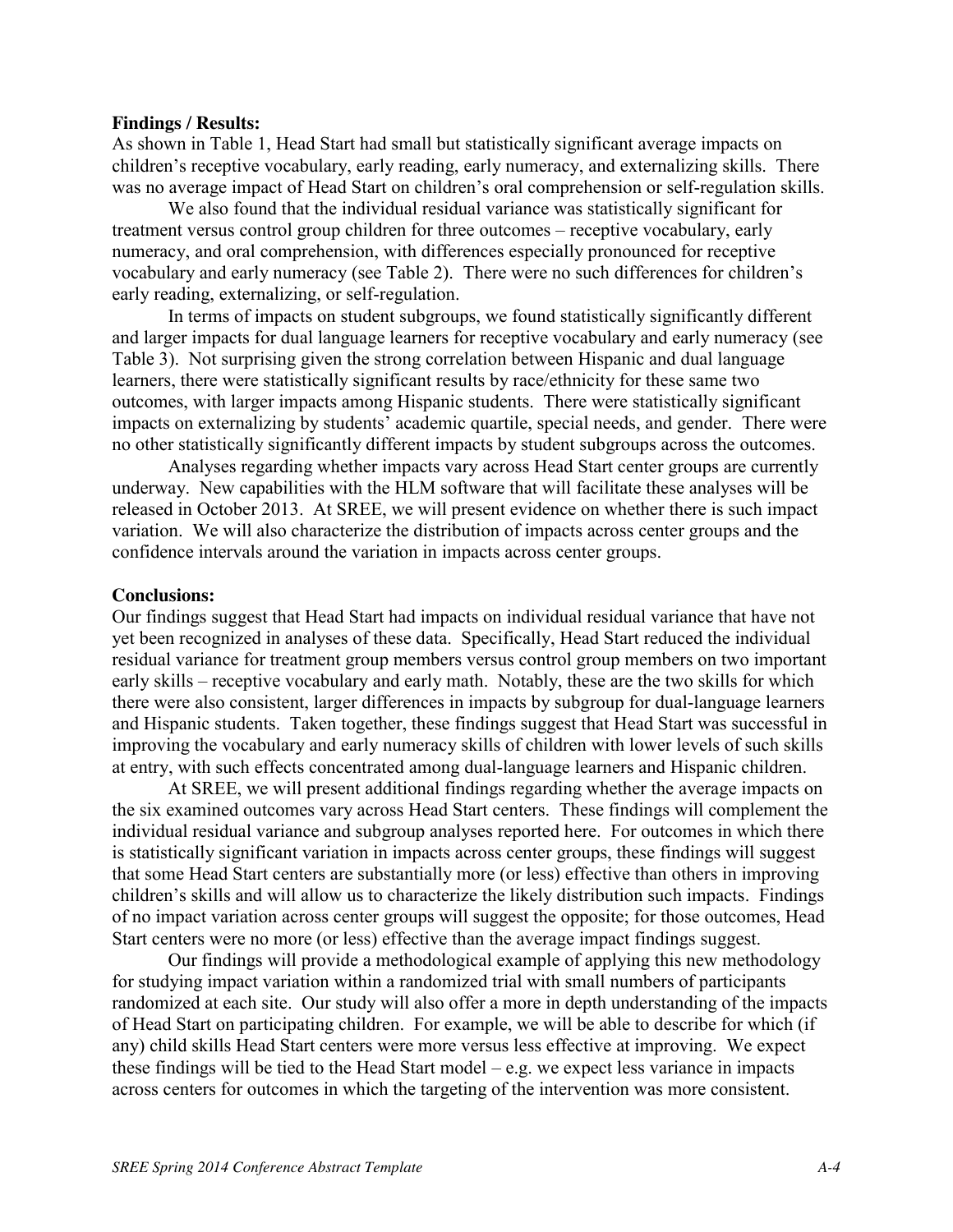**Findings / Results:**

As shown in Table 1, Head Start had small but statistically significant average impacts on children's receptive vocabulary, early reading, early numeracy, and externalizing skills. There was no average impact of Head Start on children's oral comprehension or self-regulation skills.

We also found that the individual residual variance was statistically significant for treatment versus control group children for three outcomes – receptive vocabulary, early numeracy, and oral comprehension, with differences especially pronounced for receptive vocabulary and early numeracy (see Table 2). There were no such differences for children's early reading, externalizing, or self-regulation.

In terms of impacts on student subgroups, we found statistically significantly different and larger impacts for dual language learners for receptive vocabulary and early numeracy (see Table 3). Not surprising given the strong correlation between Hispanic and dual language learners, there were statistically significant results by race/ethnicity for these same two outcomes, with larger impacts among Hispanic students. There were statistically significant impacts on externalizing by students' academic quartile, special needs, and gender. There were no other statistically significantly different impacts by student subgroups across the outcomes.

Analyses regarding whether impacts vary across Head Start center groups are currently underway. New capabilities with the HLM software that will facilitate these analyses will be released in October 2013. At SREE, we will present evidence on whether there is such impact variation. We will also characterize the distribution of impacts across center groups and the confidence intervals around the variation in impacts across center groups.

**Conclusions:**

Our findings suggest that Head Start had impacts on individual residual variance that have not yet been recognized in analyses of these data. Specifically, Head Start reduced the individual residual variance for treatment group members versus control group members on two important early skills – receptive vocabulary and early math. Notably, these are the two skills for which there were also consistent, larger differences in impacts by subgroup for dual-language learners and Hispanic students. Taken together, these findings suggest that Head Start was successful in improving the vocabulary and early numeracy skills of children with lower levels of such skills at entry, with such effects concentrated among dual-language learners and Hispanic children.

At SREE, we will present additional findings regarding whether the average impacts on the six examined outcomes vary across Head Start centers. These findings will complement the individual residual variance and subgroup analyses reported here. For outcomes in which there is statistically significant variation in impacts across center groups, these findings will suggest that some Head Start centers are substantially more (or less) effective than others in improving children's skills and will allow us to characterize the likely distribution such impacts. Findings of no impact variation across center groups will suggest the opposite; for those outcomes, Head Start centers were no more (or less) effective than the average impact findings suggest.

Our findings will provide a methodological example of applying this new methodology for studying impact variation within a randomized trial with small numbers of participants randomized at each site. Our study will also offer a more in depth understanding of the impacts of Head Start on participating children. For example, we will be able to describe for which (if any) child skills Head Start centers were more versus less effective at improving. We expect these findings will be tied to the Head Start model – e.g. we expect less variance in impacts across centers for outcomes in which the targeting of the intervention was more consistent.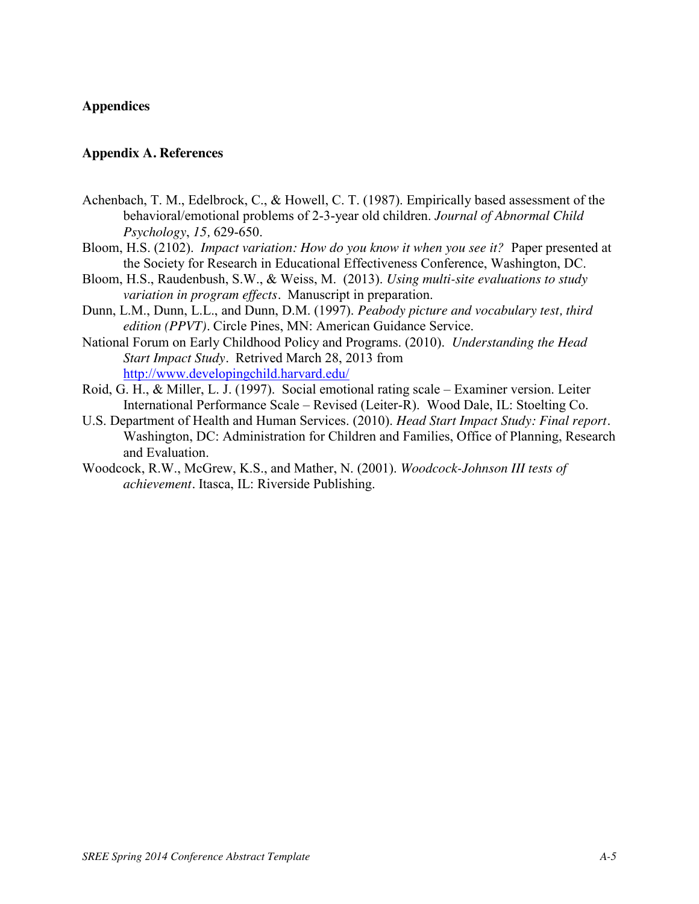## Appendices

### Appendix A. References

Achenbach, T. M., Edelbrock, C., & Howell, C. T. (1987). Empirically based assessment of the behavioral/emotional problems of 2-3-year old children. *Journal of Abnormal Child Psychology*, *15,* 629-650.

Bloom, H.S. (2102). *Impact variation: How do you know it when you see it?* Paper presented at the Society for Research in Educational Effectiveness Conference, Washington, DC.

Bloom, H.S., Raudenbush, S.W., & Weiss, M. (2013). *Using multi-site evaluations to study variation in program effects*. Manuscript in preparation.

Dunn, L.M., Dunn, L.L., and Dunn, D.M. (1997). *Peabody picture and vocabulary test, third edition (PPVT)*. Circle Pines, MN: American Guidance Service.

National Forum on Early Childhood Policy and Programs. (2010). *Understanding the Head Start Impact Study*. Retrived March 28, 2013 from http://www.developingchild.harvard.edu/

Roid, G. H., & Miller, L. J. (1997). Social emotional rating scale – Examiner version. Leiter International Performance Scale – Revised (Leiter-R). Wood Dale, IL: Stoelting Co.

U.S. Department of Health and Human Services. (2010). *Head Start Impact Study: Final report*. Washington, DC: Administration for Children and Families, Office of Planning, Research and Evaluation.

Woodcock, R.W., McGrew, K.S., and Mather, N. (2001). *Woodcock-Johnson III tests of achievement*. Itasca, IL: Riverside Publishing.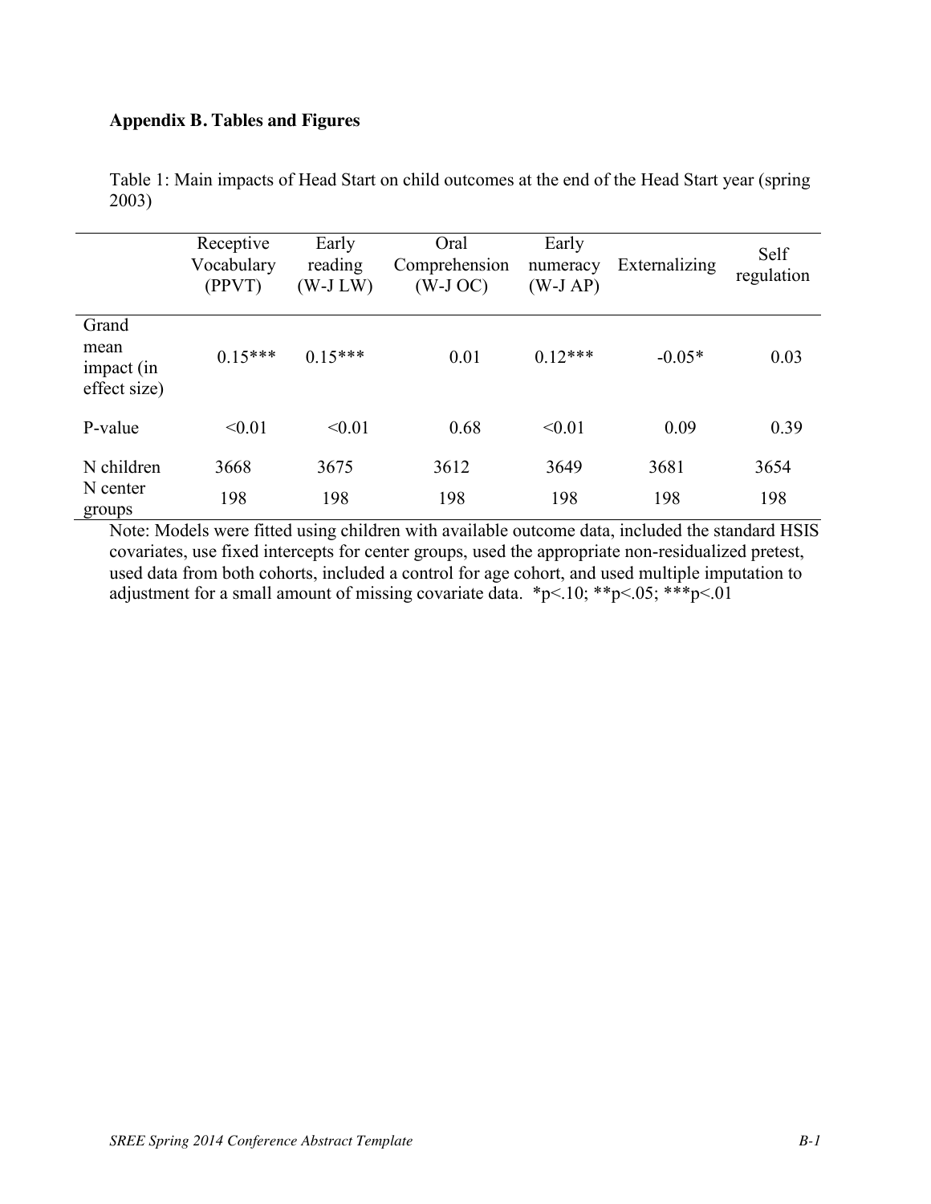**Appendix B. Tables and Figures**

Table 1: Main impacts of Head Start on child outcomes at the end of the Head Start year (spring 2003)

| | Receptive Vocabulary (PPVT) | Early reading (W-J LW) | Oral Comprehension (W-J OC) | Early numeracy (W-J AP) | Externalizing | Self regulation |
|---|---|---|---|---|---|---|
| Grand mean impact (in effect size) | 0.15*** | 0.15*** | 0.01 | 0.12*** | -0.05* | 0.03 |
| P-value | <0.01 | <0.01 | 0.68 | <0.01 | 0.09 | 0.39 |
| N children | 3668 | 3675 | 3612 | 3649 | 3681 | 3654 |
| N center groups | 198 | 198 | 198 | 198 | 198 | 198 |

Note: Models were fitted using children with available outcome data, included the standard HSIS covariates, use fixed intercepts for center groups, used the appropriate non-residualized pretest, used data from both cohorts, included a control for age cohort, and used multiple imputation to adjustment for a small amount of missing covariate data. *p<.10; **p<.05; ***p<.01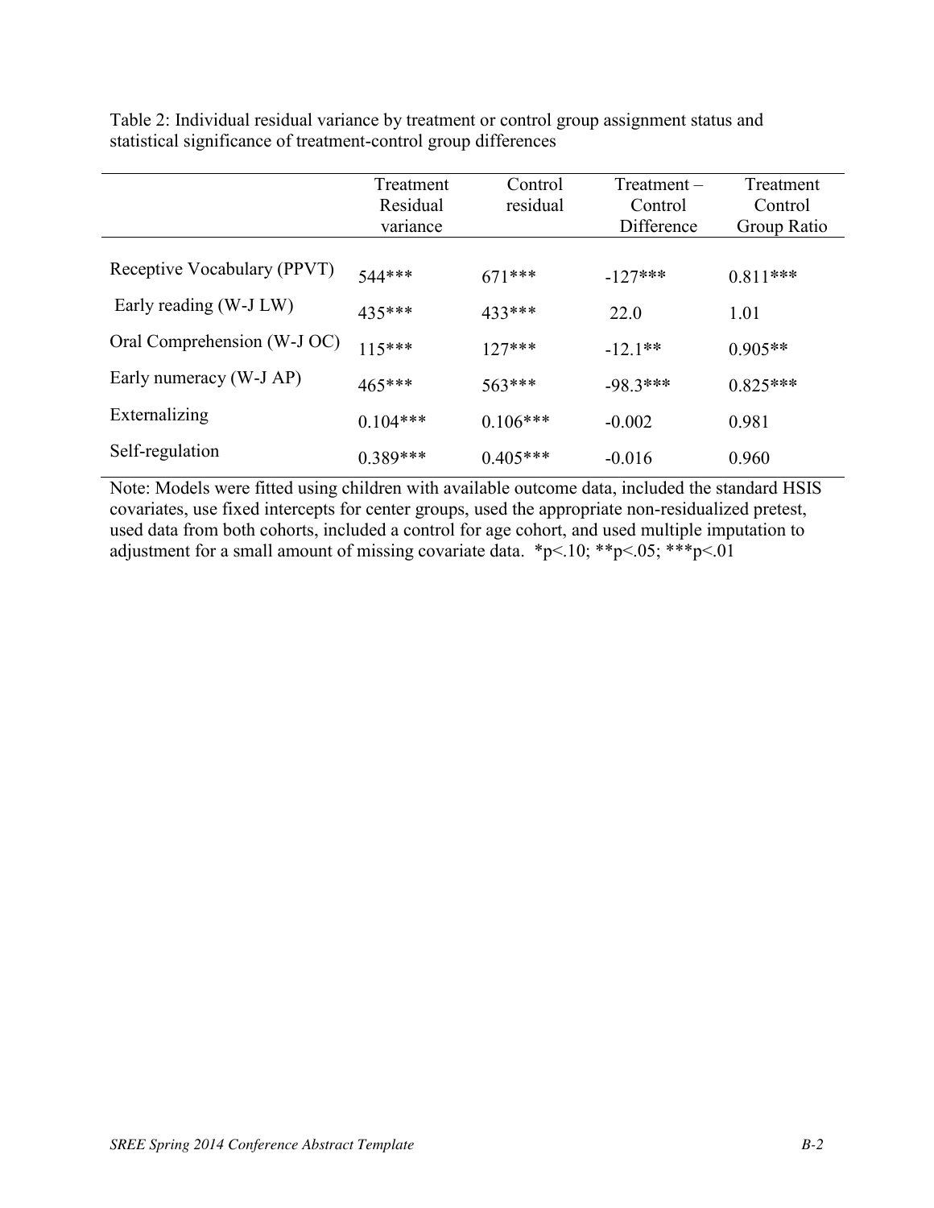Table 2: Individual residual variance by treatment or control group assignment status and statistical significance of treatment-control group differences

| | Treatment Residual variance | Control residual | Treatment – Control Difference | Treatment Control Group Ratio |
|---|---|---|---|---|
| Receptive Vocabulary (PPVT) | 544*** | 671*** | -127*** | 0.811*** |
| Early reading (W-J LW) | 435*** | 433*** | 22.0 | 1.01 |
| Oral Comprehension (W-J OC) | 115*** | 127*** | -12.1** | 0.905** |
| Early numeracy (W-J AP) | 465*** | 563*** | -98.3*** | 0.825*** |
| Externalizing | 0.104*** | 0.106*** | -0.002 | 0.981 |
| Self-regulation | 0.389*** | 0.405*** | -0.016 | 0.960 |

Note: Models were fitted using children with available outcome data, included the standard HSIS covariates, use fixed intercepts for center groups, used the appropriate non-residualized pretest, used data from both cohorts, included a control for age cohort, and used multiple imputation to adjustment for a small amount of missing covariate data. *$p<.10$; **$p<.05$; ***$p<.01$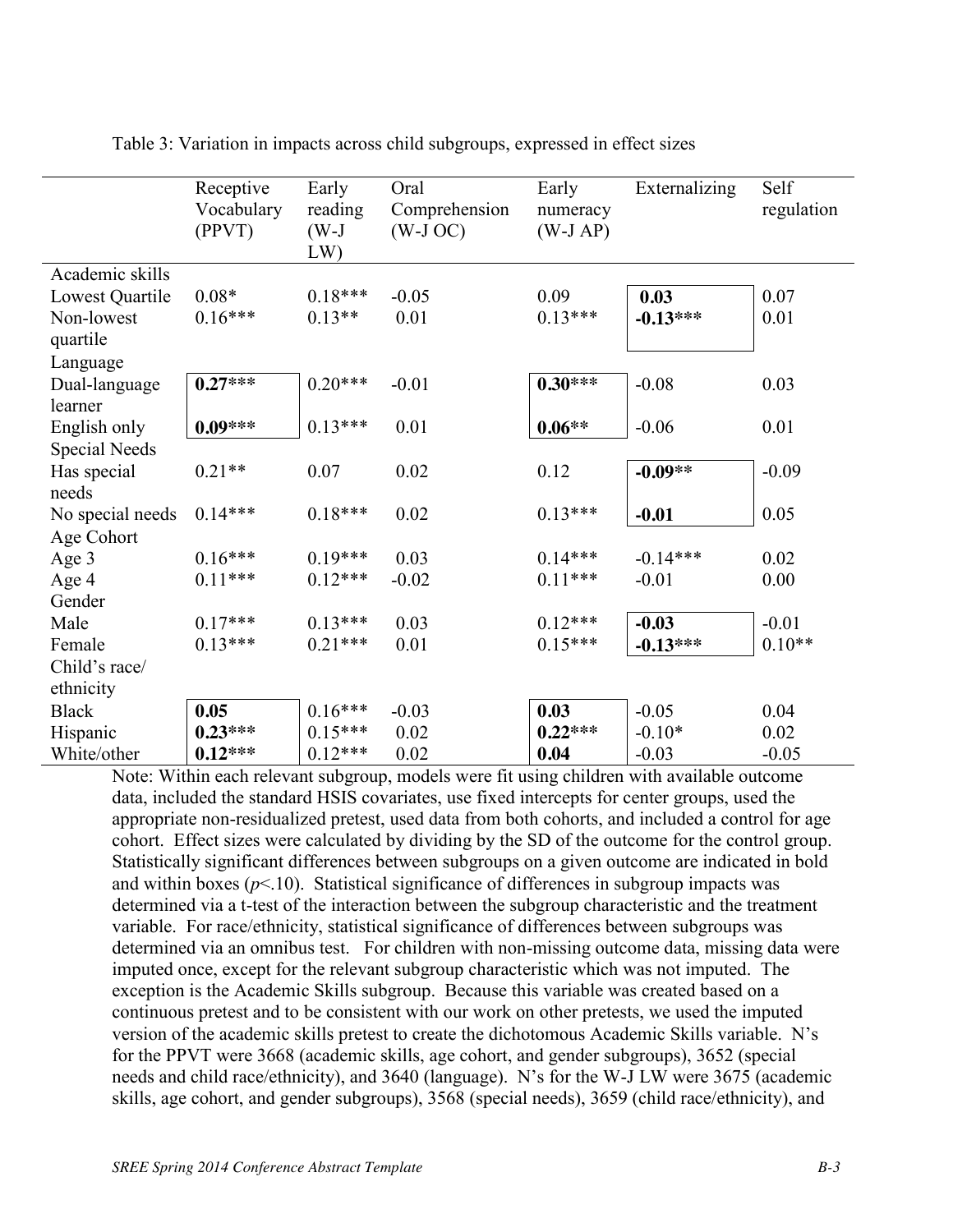Table 3: Variation in impacts across child subgroups, expressed in effect sizes

| | Receptive Vocabulary (PPVT) | Early reading (W-J LW) | Oral Comprehension (W-J OC) | Early numeracy (W-J AP) | Externalizing | Self regulation |
|---|---|---|---|---|---|---|
| Academic skills | | | | | | |
| Lowest Quartile | 0.08* | 0.18*** | -0.05 | 0.09 | **0.03** | 0.07 |
| Non-lowest quartile | 0.16*** | 0.13** | 0.01 | 0.13*** | **-0.13*****| 0.01 |
| Language | | | | | | |
| Dual-language learner | **0.27***** | 0.20*** | -0.01 | **0.30***** | -0.08 | 0.03 |
| English only | **0.09***** | 0.13*** | 0.01 | **0.06**** | -0.06 | 0.01 |
| Special Needs | | | | | | |
| Has special needs | 0.21** | 0.07 | 0.02 | 0.12 | **-0.09**** | -0.09 |
| No special needs | 0.14*** | 0.18*** | 0.02 | 0.13*** | **-0.01** | 0.05 |
| Age Cohort | | | | | | |
| Age 3 | 0.16*** | 0.19*** | 0.03 | 0.14*** | -0.14*** | 0.02 |
| Age 4 | 0.11*** | 0.12*** | -0.02 | 0.11*** | -0.01 | 0.00 |
| Gender | | | | | | |
| Male | 0.17*** | 0.13*** | 0.03 | 0.12*** | **-0.03** | -0.01 |
| Female | 0.13*** | 0.21*** | 0.01 | 0.15*** | **-0.13***** | 0.10** |
| Child's race/ ethnicity | | | | | | |
| Black | **0.05** | 0.16*** | -0.03 | **0.03** | -0.05 | 0.04 |
| Hispanic | **0.23***** | 0.15*** | 0.02 | **0.22***** | -0.10* | 0.02 |
| White/other | **0.12***** | 0.12*** | 0.02 | **0.04** | -0.03 | -0.05 |

Note: Within each relevant subgroup, models were fit using children with available outcome data, included the standard HSIS covariates, use fixed intercepts for center groups, used the appropriate non-residualized pretest, used data from both cohorts, and included a control for age cohort. Effect sizes were calculated by dividing by the SD of the outcome for the control group. Statistically significant differences between subgroups on a given outcome are indicated in bold and within boxes ($p<.10$). Statistical significance of differences in subgroup impacts was determined via a t-test of the interaction between the subgroup characteristic and the treatment variable. For race/ethnicity, statistical significance of differences between subgroups was determined via an omnibus test. For children with non-missing outcome data, missing data were imputed once, except for the relevant subgroup characteristic which was not imputed. The exception is the Academic Skills subgroup. Because this variable was created based on a continuous pretest and to be consistent with our work on other pretests, we used the imputed version of the academic skills pretest to create the dichotomous Academic Skills variable. N's for the PPVT were 3668 (academic skills, age cohort, and gender subgroups), 3652 (special needs and child race/ethnicity), and 3640 (language). N's for the W-J LW were 3675 (academic skills, age cohort, and gender subgroups), 3568 (special needs), 3659 (child race/ethnicity), and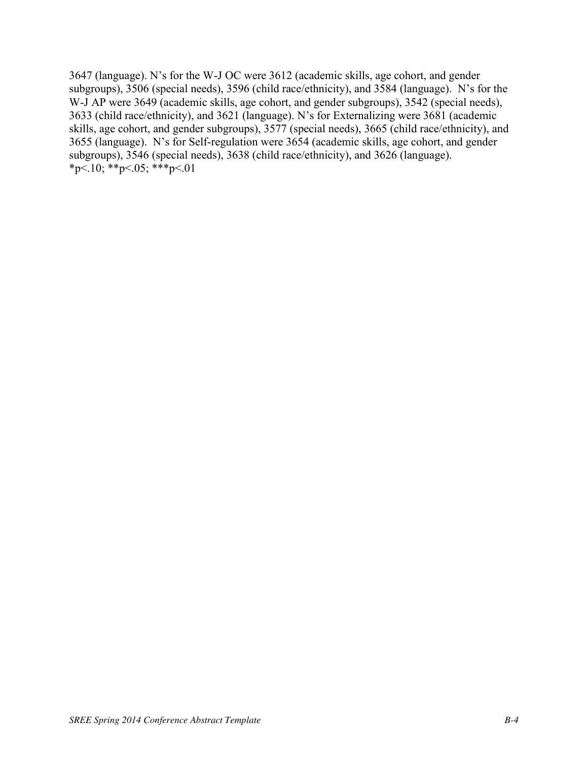3647 (language). N's for the W-J OC were 3612 (academic skills, age cohort, and gender subgroups), 3506 (special needs), 3596 (child race/ethnicity), and 3584 (language). N's for the W-J AP were 3649 (academic skills, age cohort, and gender subgroups), 3542 (special needs), 3633 (child race/ethnicity), and 3621 (language). N's for Externalizing were 3681 (academic skills, age cohort, and gender subgroups), 3577 (special needs), 3665 (child race/ethnicity), and 3655 (language). N's for Self-regulation were 3654 (academic skills, age cohort, and gender subgroups), 3546 (special needs), 3638 (child race/ethnicity), and 3626 (language).
*p<.10; **p<.05; ***p<.01